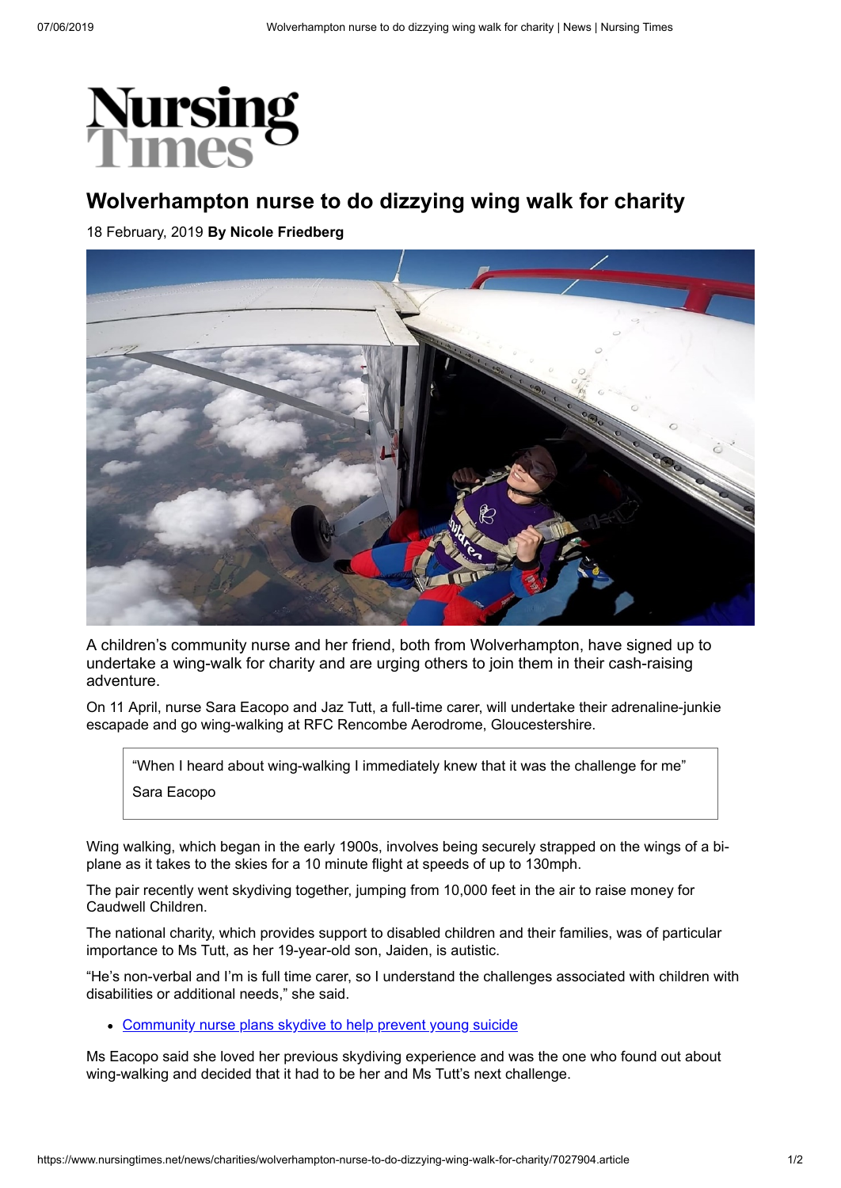# Wolverhampton nurse to do dizzying wing walk for charity

18 February, 2019 **By Nicole Friedberg**

A children's community nurse and her friend, both from Wolverhampton, have signed up to undertake a wing-walk for charity and are urging others to join them in their cash-raising adventure.

On 11 April, nurse Sara Eacopo and Jaz Tutt, a full-time carer, will undertake their adrenaline-junkie escapade and go wing-walking at RFC Rencombe Aerodrome, Gloucestershire.

> "When I heard about wing-walking I immediately knew that it was the challenge for me"
>
> Sara Eacopo

Wing walking, which began in the early 1900s, involves being securely strapped on the wings of a bi-plane as it takes to the skies for a 10 minute flight at speeds of up to 130mph.

The pair recently went skydiving together, jumping from 10,000 feet in the air to raise money for Caudwell Children.

The national charity, which provides support to disabled children and their families, was of particular importance to Ms Tutt, as her 19-year-old son, Jaiden, is autistic.

"He's non-verbal and I'm is full time carer, so I understand the challenges associated with children with disabilities or additional needs," she said.

- Community nurse plans skydive to help prevent young suicide

Ms Eacopo said she loved her previous skydiving experience and was the one who found out about wing-walking and decided that it had to be her and Ms Tutt's next challenge.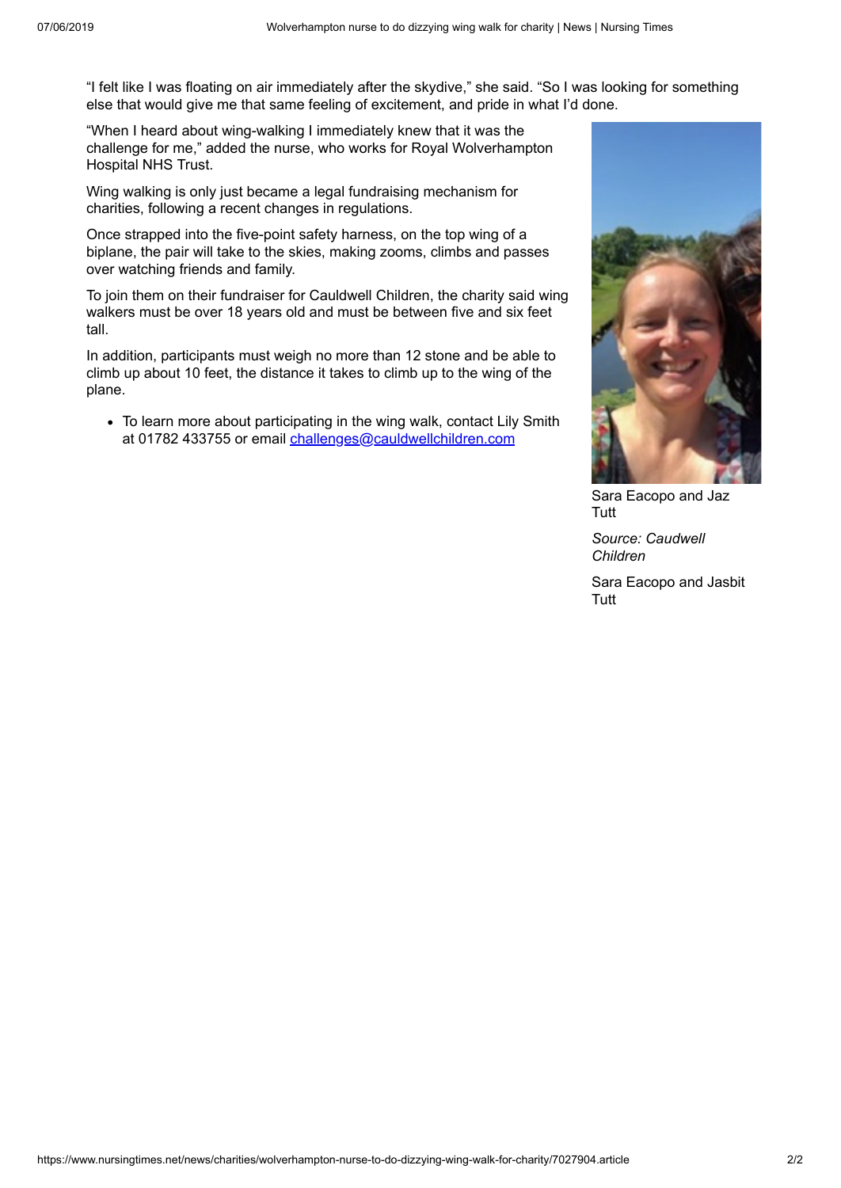"I felt like I was floating on air immediately after the skydive," she said. "So I was looking for something else that would give me that same feeling of excitement, and pride in what I'd done.

"When I heard about wing-walking I immediately knew that it was the challenge for me," added the nurse, who works for Royal Wolverhampton Hospital NHS Trust.

Wing walking is only just became a legal fundraising mechanism for charities, following a recent changes in regulations.

Once strapped into the five-point safety harness, on the top wing of a biplane, the pair will take to the skies, making zooms, climbs and passes over watching friends and family.

To join them on their fundraiser for Cauldwell Children, the charity said wing walkers must be over 18 years old and must be between five and six feet tall.

In addition, participants must weigh no more than 12 stone and be able to climb up about 10 feet, the distance it takes to climb up to the wing of the plane.

- To learn more about participating in the wing walk, contact Lily Smith at 01782 433755 or email challenges@cauldwellchildren.com

Sara Eacopo and Jaz Tutt

*Source: Caudwell Children*

Sara Eacopo and Jasbit Tutt